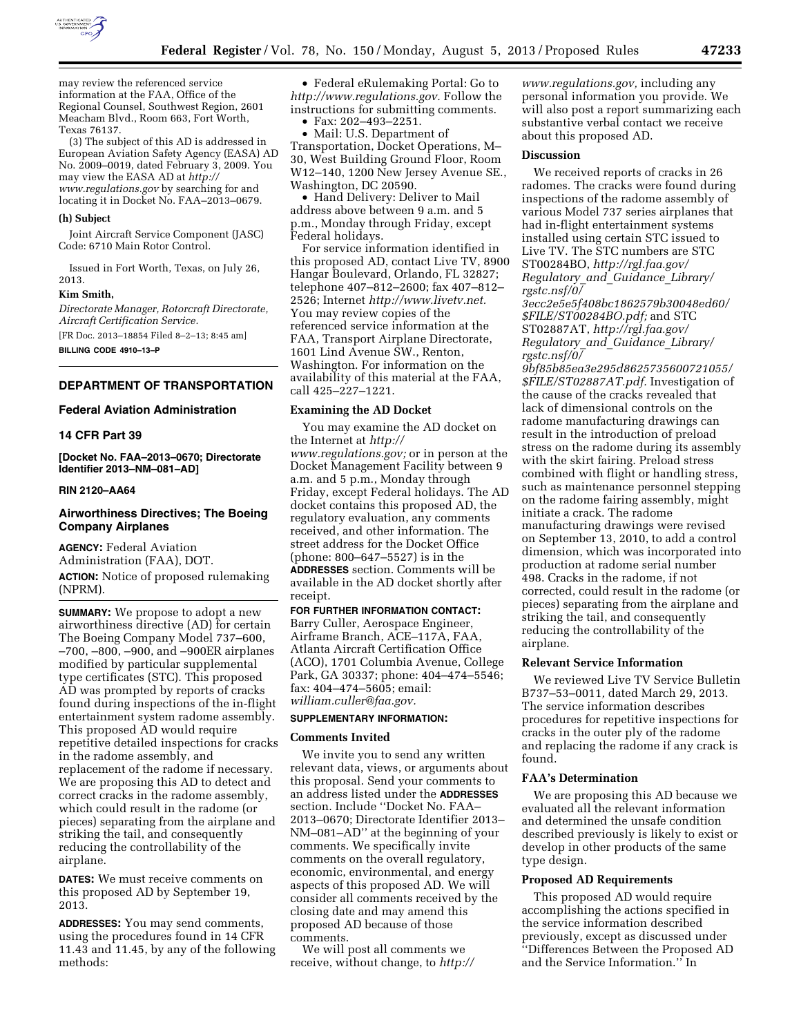may review the referenced service information at the FAA, Office of the Regional Counsel, Southwest Region, 2601 Meacham Blvd., Room 663, Fort Worth, Texas 76137.

(3) The subject of this AD is addressed in European Aviation Safety Agency (EASA) AD No. 2009–0019, dated February 3, 2009. You may view the EASA AD at *http://www.regulations.gov* by searching for and locating it in Docket No. FAA–2013–0679.

**(h) Subject**

Joint Aircraft Service Component (JASC) Code: 6710 Main Rotor Control.

Issued in Fort Worth, Texas, on July 26, 2013.

**Kim Smith,**

*Directorate Manager, Rotorcraft Directorate, Aircraft Certification Service.*

[FR Doc. 2013–18854 Filed 8–2–13; 8:45 am]

**BILLING CODE 4910–13–P**

---

## DEPARTMENT OF TRANSPORTATION

### Federal Aviation Administration

### 14 CFR Part 39

**[Docket No. FAA–2013–0670; Directorate Identifier 2013–NM–081–AD]**

**RIN 2120–AA64**

## Airworthiness Directives; The Boeing Company Airplanes

**AGENCY:** Federal Aviation Administration (FAA), DOT.

**ACTION:** Notice of proposed rulemaking (NPRM).

**SUMMARY:** We propose to adopt a new airworthiness directive (AD) for certain The Boeing Company Model 737–600, –700, –800, –900, and –900ER airplanes modified by particular supplemental type certificates (STC). This proposed AD was prompted by reports of cracks found during inspections of the in-flight entertainment system radome assembly. This proposed AD would require repetitive detailed inspections for cracks in the radome assembly, and replacement of the radome if necessary. We are proposing this AD to detect and correct cracks in the radome assembly, which could result in the radome (or pieces) separating from the airplane and striking the tail, and consequently reducing the controllability of the airplane.

**DATES:** We must receive comments on this proposed AD by September 19, 2013.

**ADDRESSES:** You may send comments, using the procedures found in 14 CFR 11.43 and 11.45, by any of the following methods:

- Federal eRulemaking Portal: Go to *http://www.regulations.gov.* Follow the instructions for submitting comments.
- Fax: 202–493–2251.
- Mail: U.S. Department of Transportation, Docket Operations, M–30, West Building Ground Floor, Room W12–140, 1200 New Jersey Avenue SE., Washington, DC 20590.
- Hand Delivery: Deliver to Mail address above between 9 a.m. and 5 p.m., Monday through Friday, except Federal holidays.

For service information identified in this proposed AD, contact Live TV, 8900 Hangar Boulevard, Orlando, FL 32827; telephone 407–812–2600; fax 407–812–2526; Internet *http://www.livetv.net.* You may review copies of the referenced service information at the FAA, Transport Airplane Directorate, 1601 Lind Avenue SW., Renton, Washington. For information on the availability of this material at the FAA, call 425–227–1221.

**Examining the AD Docket**

You may examine the AD docket on the Internet at *http://www.regulations.gov;* or in person at the Docket Management Facility between 9 a.m. and 5 p.m., Monday through Friday, except Federal holidays. The AD docket contains this proposed AD, the regulatory evaluation, any comments received, and other information. The street address for the Docket Office (phone: 800–647–5527) is in the **ADDRESSES** section. Comments will be available in the AD docket shortly after receipt.

**FOR FURTHER INFORMATION CONTACT:** Barry Culler, Aerospace Engineer, Airframe Branch, ACE–117A, FAA, Atlanta Aircraft Certification Office (ACO), 1701 Columbia Avenue, College Park, GA 30337; phone: 404–474–5546; fax: 404–474–5605; email: *william.culler@faa.gov.*

**SUPPLEMENTARY INFORMATION:**

**Comments Invited**

We invite you to send any written relevant data, views, or arguments about this proposal. Send your comments to an address listed under the **ADDRESSES** section. Include ''Docket No. FAA–2013–0670; Directorate Identifier 2013–NM–081–AD'' at the beginning of your comments. We specifically invite comments on the overall regulatory, economic, environmental, and energy aspects of this proposed AD. We will consider all comments received by the closing date and may amend this proposed AD because of those comments.

We will post all comments we receive, without change, to *http://www.regulations.gov,* including any personal information you provide. We will also post a report summarizing each substantive verbal contact we receive about this proposed AD.

**Discussion**

We received reports of cracks in 26 radomes. The cracks were found during inspections of the radome assembly of various Model 737 series airplanes that had in-flight entertainment systems installed using certain STC issued to Live TV. The STC numbers are STC ST00284BO, *http://rgl.faa.gov/Regulatory_and_Guidance_Library/rgstc.nsf/0/3ecc2e5e5f408bc1862579b30048ed60/$FILE/ST00284BO.pdf;* and STC ST02887AT, *http://rgl.faa.gov/Regulatory_and_Guidance_Library/rgstc.nsf/0/9bf85b85ea3e295d8625735600721055/$FILE/ST02887AT.pdf.* Investigation of the cause of the cracks revealed that lack of dimensional controls on the radome manufacturing drawings can result in the introduction of preload stress on the radome during its assembly with the skirt fairing. Preload stress combined with flight or handling stress, such as maintenance personnel stepping on the radome fairing assembly, might initiate a crack. The radome manufacturing drawings were revised on September 13, 2010, to add a control dimension, which was incorporated into production at radome serial number 498. Cracks in the radome, if not corrected, could result in the radome (or pieces) separating from the airplane and striking the tail, and consequently reducing the controllability of the airplane.

**Relevant Service Information**

We reviewed Live TV Service Bulletin B737–53–0011, dated March 29, 2013. The service information describes procedures for repetitive inspections for cracks in the outer ply of the radome and replacing the radome if any crack is found.

**FAA's Determination**

We are proposing this AD because we evaluated all the relevant information and determined the unsafe condition described previously is likely to exist or develop in other products of the same type design.

**Proposed AD Requirements**

This proposed AD would require accomplishing the actions specified in the service information described previously, except as discussed under ''Differences Between the Proposed AD and the Service Information.'' In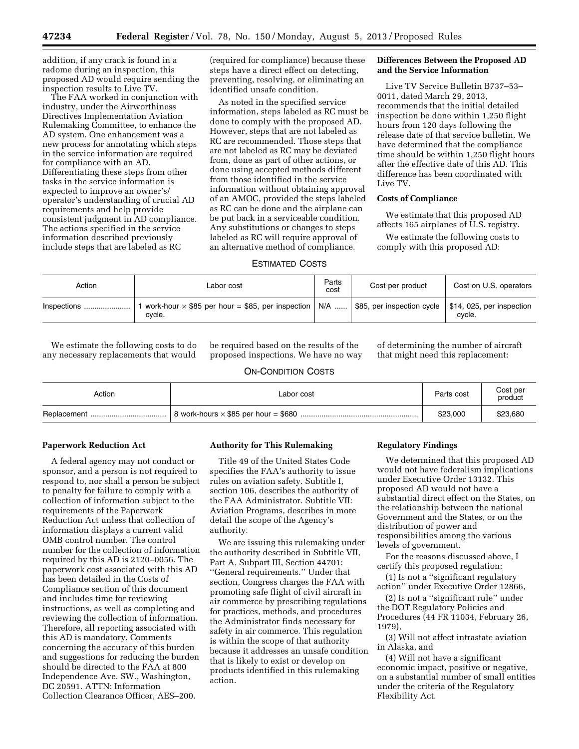addition, if any crack is found in a radome during an inspection, this proposed AD would require sending the inspection results to Live TV.

The FAA worked in conjunction with industry, under the Airworthiness Directives Implementation Aviation Rulemaking Committee, to enhance the AD system. One enhancement was a new process for annotating which steps in the service information are required for compliance with an AD. Differentiating these steps from other tasks in the service information is expected to improve an owner's/operator's understanding of crucial AD requirements and help provide consistent judgment in AD compliance. The actions specified in the service information described previously include steps that are labeled as RC (required for compliance) because these steps have a direct effect on detecting, preventing, resolving, or eliminating an identified unsafe condition.

As noted in the specified service information, steps labeled as RC must be done to comply with the proposed AD. However, steps that are not labeled as RC are recommended. Those steps that are not labeled as RC may be deviated from, done as part of other actions, or done using accepted methods different from those identified in the service information without obtaining approval of an AMOC, provided the steps labeled as RC can be done and the airplane can be put back in a serviceable condition. Any substitutions or changes to steps labeled as RC will require approval of an alternative method of compliance.

**Differences Between the Proposed AD and the Service Information**

Live TV Service Bulletin B737–53–0011, dated March 29, 2013, recommends that the initial detailed inspection be done within 1,250 flight hours from 120 days following the release date of that service bulletin. We have determined that the compliance time should be within 1,250 flight hours after the effective date of this AD. This difference has been coordinated with Live TV.

**Costs of Compliance**

We estimate that this proposed AD affects 165 airplanes of U.S. registry.

We estimate the following costs to comply with this proposed AD:

ESTIMATED COSTS

| Action | Labor cost | Parts cost | Cost per product | Cost on U.S. operators |
|---|---|---|---|---|
| Inspections | 1 work-hour × $85 per hour = $85, per inspection cycle. | N/A | $85, per inspection cycle | $14, 025, per inspection cycle. |

We estimate the following costs to do any necessary replacements that would be required based on the results of the proposed inspections. We have no way of determining the number of aircraft that might need this replacement:

ON-CONDITION COSTS

| Action | Labor cost | Parts cost | Cost per product |
|---|---|---|---|
| Replacement | 8 work-hours × $85 per hour = $680 | $23,000 | $23,680 |

**Paperwork Reduction Act**

A federal agency may not conduct or sponsor, and a person is not required to respond to, nor shall a person be subject to penalty for failure to comply with a collection of information subject to the requirements of the Paperwork Reduction Act unless that collection of information displays a current valid OMB control number. The control number for the collection of information required by this AD is 2120–0056. The paperwork cost associated with this AD has been detailed in the Costs of Compliance section of this document and includes time for reviewing instructions, as well as completing and reviewing the collection of information. Therefore, all reporting associated with this AD is mandatory. Comments concerning the accuracy of this burden and suggestions for reducing the burden should be directed to the FAA at 800 Independence Ave. SW., Washington, DC 20591. ATTN: Information Collection Clearance Officer, AES–200.

**Authority for This Rulemaking**

Title 49 of the United States Code specifies the FAA's authority to issue rules on aviation safety. Subtitle I, section 106, describes the authority of the FAA Administrator. Subtitle VII: Aviation Programs, describes in more detail the scope of the Agency's authority.

We are issuing this rulemaking under the authority described in Subtitle VII, Part A, Subpart III, Section 44701: "General requirements." Under that section, Congress charges the FAA with promoting safe flight of civil aircraft in air commerce by prescribing regulations for practices, methods, and procedures the Administrator finds necessary for safety in air commerce. This regulation is within the scope of that authority because it addresses an unsafe condition that is likely to exist or develop on products identified in this rulemaking action.

**Regulatory Findings**

We determined that this proposed AD would not have federalism implications under Executive Order 13132. This proposed AD would not have a substantial direct effect on the States, on the relationship between the national Government and the States, or on the distribution of power and responsibilities among the various levels of government.

For the reasons discussed above, I certify this proposed regulation:

(1) Is not a "significant regulatory action" under Executive Order 12866,

(2) Is not a "significant rule" under the DOT Regulatory Policies and Procedures (44 FR 11034, February 26, 1979),

(3) Will not affect intrastate aviation in Alaska, and

(4) Will not have a significant economic impact, positive or negative, on a substantial number of small entities under the criteria of the Regulatory Flexibility Act.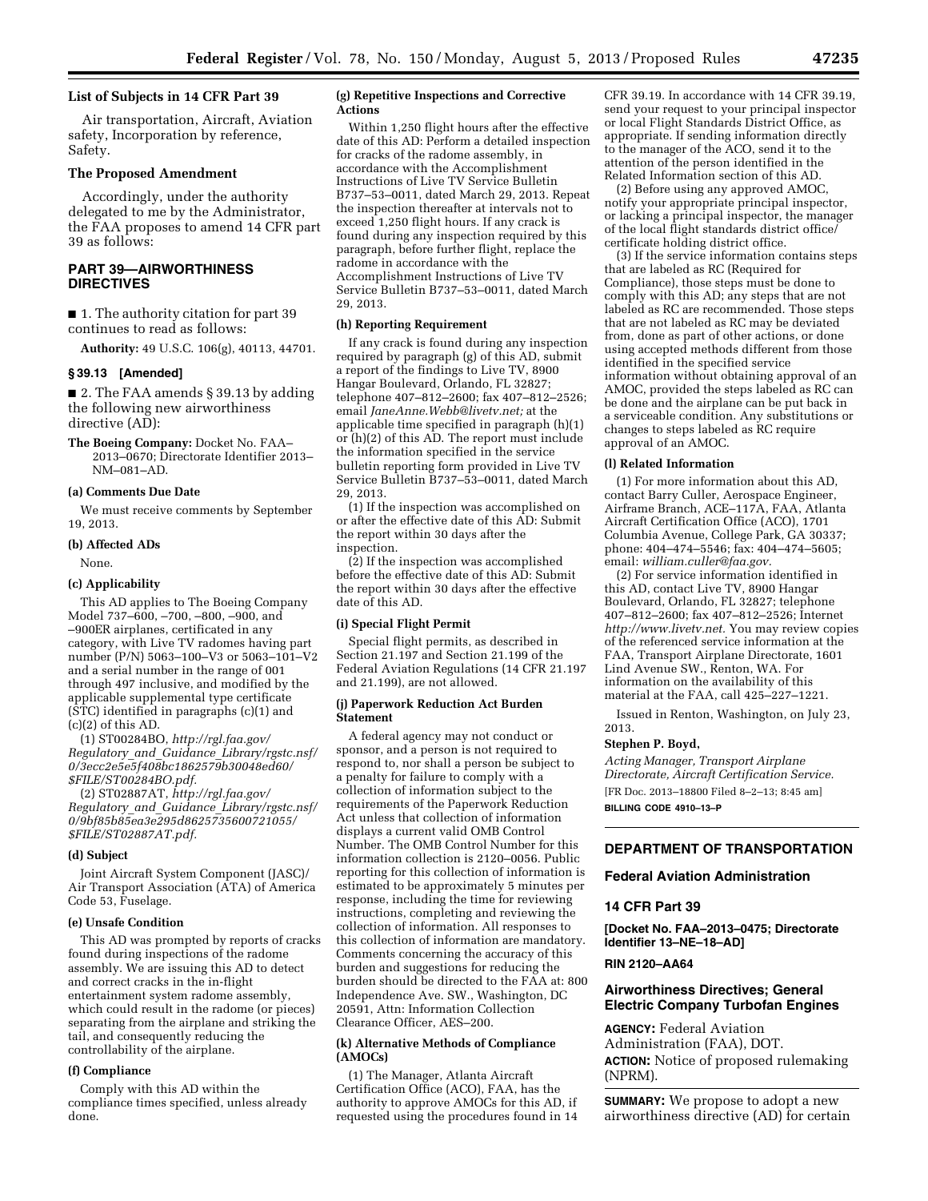### List of Subjects in 14 CFR Part 39

Air transportation, Aircraft, Aviation safety, Incorporation by reference, Safety.

### The Proposed Amendment

Accordingly, under the authority delegated to me by the Administrator, the FAA proposes to amend 14 CFR part 39 as follows:

## PART 39—AIRWORTHINESS DIRECTIVES

■ 1. The authority citation for part 39 continues to read as follows:

**Authority:** 49 U.S.C. 106(g), 40113, 44701.

### § 39.13 [Amended]

■ 2. The FAA amends § 39.13 by adding the following new airworthiness directive (AD):

**The Boeing Company:** Docket No. FAA–2013–0670; Directorate Identifier 2013–NM–081–AD.

#### (a) Comments Due Date

We must receive comments by September 19, 2013.

#### (b) Affected ADs

None.

#### (c) Applicability

This AD applies to The Boeing Company Model 737–600, –700, –800, –900, and –900ER airplanes, certificated in any category, with Live TV radomes having part number (P/N) 5063–100–V3 or 5063–101–V2 and a serial number in the range of 001 through 497 inclusive, and modified by the applicable supplemental type certificate (STC) identified in paragraphs (c)(1) and (c)(2) of this AD.

(1) ST00284BO, *http://rgl.faa.gov/Regulatory_and_Guidance_Library/rgstc.nsf/0/3ecc2e5e5f408bc1862579b30048ed60/$FILE/ST00284BO.pdf.*

(2) ST02887AT, *http://rgl.faa.gov/Regulatory_and_Guidance_Library/rgstc.nsf/0/9bf85b85ea3e295d8625735600721055/$FILE/ST02887AT.pdf.*

#### (d) Subject

Joint Aircraft System Component (JASC)/Air Transport Association (ATA) of America Code 53, Fuselage.

#### (e) Unsafe Condition

This AD was prompted by reports of cracks found during inspections of the radome assembly. We are issuing this AD to detect and correct cracks in the in-flight entertainment system radome assembly, which could result in the radome (or pieces) separating from the airplane and striking the tail, and consequently reducing the controllability of the airplane.

#### (f) Compliance

Comply with this AD within the compliance times specified, unless already done.

#### (g) Repetitive Inspections and Corrective Actions

Within 1,250 flight hours after the effective date of this AD: Perform a detailed inspection for cracks of the radome assembly, in accordance with the Accomplishment Instructions of Live TV Service Bulletin B737–53–0011, dated March 29, 2013. Repeat the inspection thereafter at intervals not to exceed 1,250 flight hours. If any crack is found during any inspection required by this paragraph, before further flight, replace the radome in accordance with the Accomplishment Instructions of Live TV Service Bulletin B737–53–0011, dated March 29, 2013.

#### (h) Reporting Requirement

If any crack is found during any inspection required by paragraph (g) of this AD, submit a report of the findings to Live TV, 8900 Hangar Boulevard, Orlando, FL 32827; telephone 407–812–2600; fax 407–812–2526; email *JaneAnne.Webb@livetv.net;* at the applicable time specified in paragraph (h)(1) or (h)(2) of this AD. The report must include the information specified in the service bulletin reporting form provided in Live TV Service Bulletin B737–53–0011, dated March 29, 2013.

(1) If the inspection was accomplished on or after the effective date of this AD: Submit the report within 30 days after the inspection.

(2) If the inspection was accomplished before the effective date of this AD: Submit the report within 30 days after the effective date of this AD.

#### (i) Special Flight Permit

Special flight permits, as described in Section 21.197 and Section 21.199 of the Federal Aviation Regulations (14 CFR 21.197 and 21.199), are not allowed.

#### (j) Paperwork Reduction Act Burden Statement

A federal agency may not conduct or sponsor, and a person is not required to respond to, nor shall a person be subject to a penalty for failure to comply with a collection of information subject to the requirements of the Paperwork Reduction Act unless that collection of information displays a current valid OMB Control Number. The OMB Control Number for this information collection is 2120–0056. Public reporting for this collection of information is estimated to be approximately 5 minutes per response, including the time for reviewing instructions, completing and reviewing the collection of information. All responses to this collection of information are mandatory. Comments concerning the accuracy of this burden and suggestions for reducing the burden should be directed to the FAA at: 800 Independence Ave. SW., Washington, DC 20591, Attn: Information Collection Clearance Officer, AES–200.

#### (k) Alternative Methods of Compliance (AMOCs)

(1) The Manager, Atlanta Aircraft Certification Office (ACO), FAA, has the authority to approve AMOCs for this AD, if requested using the procedures found in 14 CFR 39.19. In accordance with 14 CFR 39.19, send your request to your principal inspector or local Flight Standards District Office, as appropriate. If sending information directly to the manager of the ACO, send it to the attention of the person identified in the Related Information section of this AD.

(2) Before using any approved AMOC, notify your appropriate principal inspector, or lacking a principal inspector, the manager of the local flight standards district office/certificate holding district office.

(3) If the service information contains steps that are labeled as RC (Required for Compliance), those steps must be done to comply with this AD; any steps that are not labeled as RC are recommended. Those steps that are not labeled as RC may be deviated from, done as part of other actions, or done using accepted methods different from those identified in the specified service information without obtaining approval of an AMOC, provided the steps labeled as RC can be done and the airplane can be put back in a serviceable condition. Any substitutions or changes to steps labeled as RC require approval of an AMOC.

#### (l) Related Information

(1) For more information about this AD, contact Barry Culler, Aerospace Engineer, Airframe Branch, ACE–117A, FAA, Atlanta Aircraft Certification Office (ACO), 1701 Columbia Avenue, College Park, GA 30337; phone: 404–474–5546; fax: 404–474–5605; email: *william.culler@faa.gov.*

(2) For service information identified in this AD, contact Live TV, 8900 Hangar Boulevard, Orlando, FL 32827; telephone 407–812–2600; fax 407–812–2526; Internet *http://www.livetv.net.* You may review copies of the referenced service information at the FAA, Transport Airplane Directorate, 1601 Lind Avenue SW., Renton, WA. For information on the availability of this material at the FAA, call 425–227–1221.

Issued in Renton, Washington, on July 23, 2013.

**Stephen P. Boyd,**

*Acting Manager, Transport Airplane Directorate, Aircraft Certification Service.*

[FR Doc. 2013–18800 Filed 8–2–13; 8:45 am]

**BILLING CODE 4910–13–P**

---

## DEPARTMENT OF TRANSPORTATION

### Federal Aviation Administration

### 14 CFR Part 39

**[Docket No. FAA–2013–0475; Directorate Identifier 13–NE–18–AD]**

**RIN 2120–AA64**

### Airworthiness Directives; General Electric Company Turbofan Engines

**AGENCY:** Federal Aviation Administration (FAA), DOT.

**ACTION:** Notice of proposed rulemaking (NPRM).

**SUMMARY:** We propose to adopt a new airworthiness directive (AD) for certain